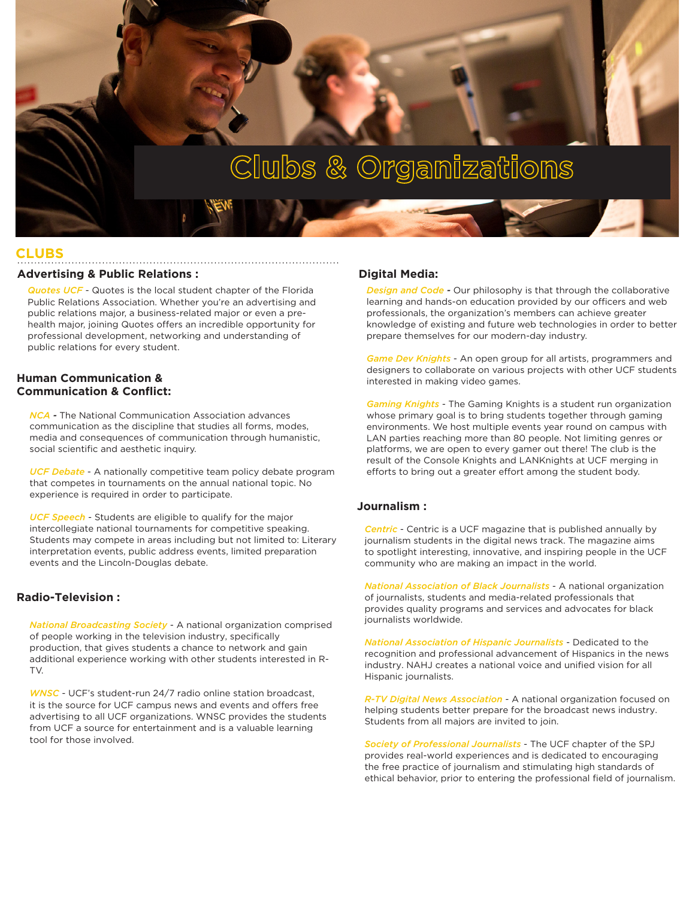# Clubs & Organizations

## CLUBS

### Advertising & Public Relations :

*Quotes UCF* - Quotes is the local student chapter of the Florida Public Relations Association. Whether you're an advertising and public relations major, a business-related major or even a pre-health major, joining Quotes offers an incredible opportunity for professional development, networking and understanding of public relations for every student.

### Human Communication & Communication & Conflict:

*NCA* **-** The National Communication Association advances communication as the discipline that studies all forms, modes, media and consequences of communication through humanistic, social scientific and aesthetic inquiry.

*UCF Debate* - A nationally competitive team policy debate program that competes in tournaments on the annual national topic. No experience is required in order to participate.

*UCF Speech* - Students are eligible to qualify for the major intercollegiate national tournaments for competitive speaking. Students may compete in areas including but not limited to: Literary interpretation events, public address events, limited preparation events and the Lincoln-Douglas debate.

### Radio-Television :

*National Broadcasting Society* - A national organization comprised of people working in the television industry, specifically production, that gives students a chance to network and gain additional experience working with other students interested in R-TV.

*WNSC* - UCF's student-run 24/7 radio online station broadcast, it is the source for UCF campus news and events and offers free advertising to all UCF organizations. WNSC provides the students from UCF a source for entertainment and is a valuable learning tool for those involved.

### Digital Media:

*Design and Code* **-** Our philosophy is that through the collaborative learning and hands-on education provided by our officers and web professionals, the organization's members can achieve greater knowledge of existing and future web technologies in order to better prepare themselves for our modern-day industry.

*Game Dev Knights* - An open group for all artists, programmers and designers to collaborate on various projects with other UCF students interested in making video games.

*Gaming Knights* - The Gaming Knights is a student run organization whose primary goal is to bring students together through gaming environments. We host multiple events year round on campus with LAN parties reaching more than 80 people. Not limiting genres or platforms, we are open to every gamer out there! The club is the result of the Console Knights and LANKnights at UCF merging in efforts to bring out a greater effort among the student body.

### Journalism :

*Centric* - Centric is a UCF magazine that is published annually by journalism students in the digital news track. The magazine aims to spotlight interesting, innovative, and inspiring people in the UCF community who are making an impact in the world.

*National Association of Black Journalists* - A national organization of journalists, students and media-related professionals that provides quality programs and services and advocates for black journalists worldwide.

*National Association of Hispanic Journalists* - Dedicated to the recognition and professional advancement of Hispanics in the news industry. NAHJ creates a national voice and unified vision for all Hispanic journalists.

*R-TV Digital News Association* - A national organization focused on helping students better prepare for the broadcast news industry. Students from all majors are invited to join.

*Society of Professional Journalists* - The UCF chapter of the SPJ provides real-world experiences and is dedicated to encouraging the free practice of journalism and stimulating high standards of ethical behavior, prior to entering the professional field of journalism.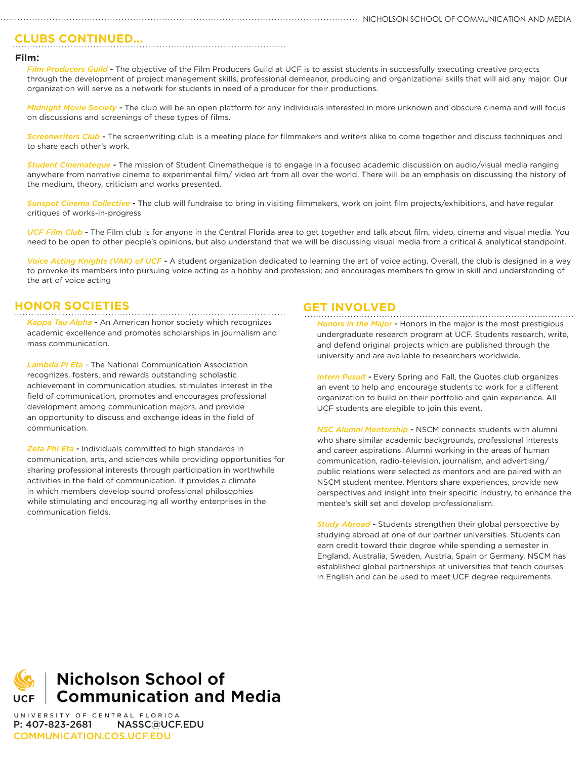## CLUBS CONTINUED...

**Film:**

*Film Producers Guild* - The objective of the Film Producers Guild at UCF is to assist students in successfully executing creative projects through the development of project management skills, professional demeanor, producing and organizational skills that will aid any major. Our organization will serve as a network for students in need of a producer for their productions.

*Midnight Movie Society* - The club will be an open platform for any individuals interested in more unknown and obscure cinema and will focus on discussions and screenings of these types of films.

*Screenwriters Club* - The screenwriting club is a meeting place for filmmakers and writers alike to come together and discuss techniques and to share each other's work.

*Student Cinemateque* - The mission of Student Cinematheque is to engage in a focused academic discussion on audio/visual media ranging anywhere from narrative cinema to experimental film/ video art from all over the world. There will be an emphasis on discussing the history of the medium, theory, criticism and works presented.

*Sunspot Cinema Collective* - The club will fundraise to bring in visiting filmmakers, work on joint film projects/exhibitions, and have regular critiques of works-in-progress

*UCF Film Club* - The Film club is for anyone in the Central Florida area to get together and talk about film, video, cinema and visual media. You need to be open to other people's opinions, but also understand that we will be discussing visual media from a critical & analytical standpoint.

*Voice Acting Knights (VAK) of UCF* - A student organization dedicated to learning the art of voice acting. Overall, the club is designed in a way to provoke its members into pursuing voice acting as a hobby and profession; and encourages members to grow in skill and understanding of the art of voice acting

## HONOR SOCIETIES

*Kappa Tau Alpha* - An American honor society which recognizes academic excellence and promotes scholarships in journalism and mass communication.

*Lambda Pi Eta* - The National Communication Association recognizes, fosters, and rewards outstanding scholastic achievement in communication studies, stimulates interest in the field of communication, promotes and encourages professional development among communication majors, and provide an opportunity to discuss and exchange ideas in the field of communication.

*Zeta Phi Eta* - Individuals committed to high standards in communication, arts, and sciences while providing opportunities for sharing professional interests through participation in worthwhile activities in the field of communication. It provides a climate in which members develop sound professional philosophies while stimulating and encouraging all worthy enterprises in the communication fields.

## GET INVOLVED

*Honors in the Major* - Honors in the major is the most prestigious undergraduate research program at UCF. Students research, write, and defend original projects which are published through the university and are available to researchers worldwide.

*Intern Pusuit* - Every Spring and Fall, the Quotes club organizes an event to help and encourage students to work for a different organization to build on their portfolio and gain experience. All UCF students are elegible to join this event.

*NSC Alumni Mentorship* - NSCM connects students with alumni who share similar academic backgrounds, professional interests and career aspirations. Alumni working in the areas of human communication, radio-television, journalism, and advertising/ public relations were selected as mentors and are paired with an NSCM student mentee. Mentors share experiences, provide new perspectives and insight into their specific industry, to enhance the mentee's skill set and develop professionalism.

*Study Abroad* - Students strengthen their global perspective by studying abroad at one of our partner universities. Students can earn credit toward their degree while spending a semester in England, Australia, Sweden, Austria, Spain or Germany. NSCM has established global partnerships at universities that teach courses in English and can be used to meet UCF degree requirements.

UCF | **Nicholson School of Communication and Media**

UNIVERSITY OF CENTRAL FLORIDA

P: 407-823-2681 NASSC@UCF.EDU

COMMUNICATION.COS.UCF.EDU